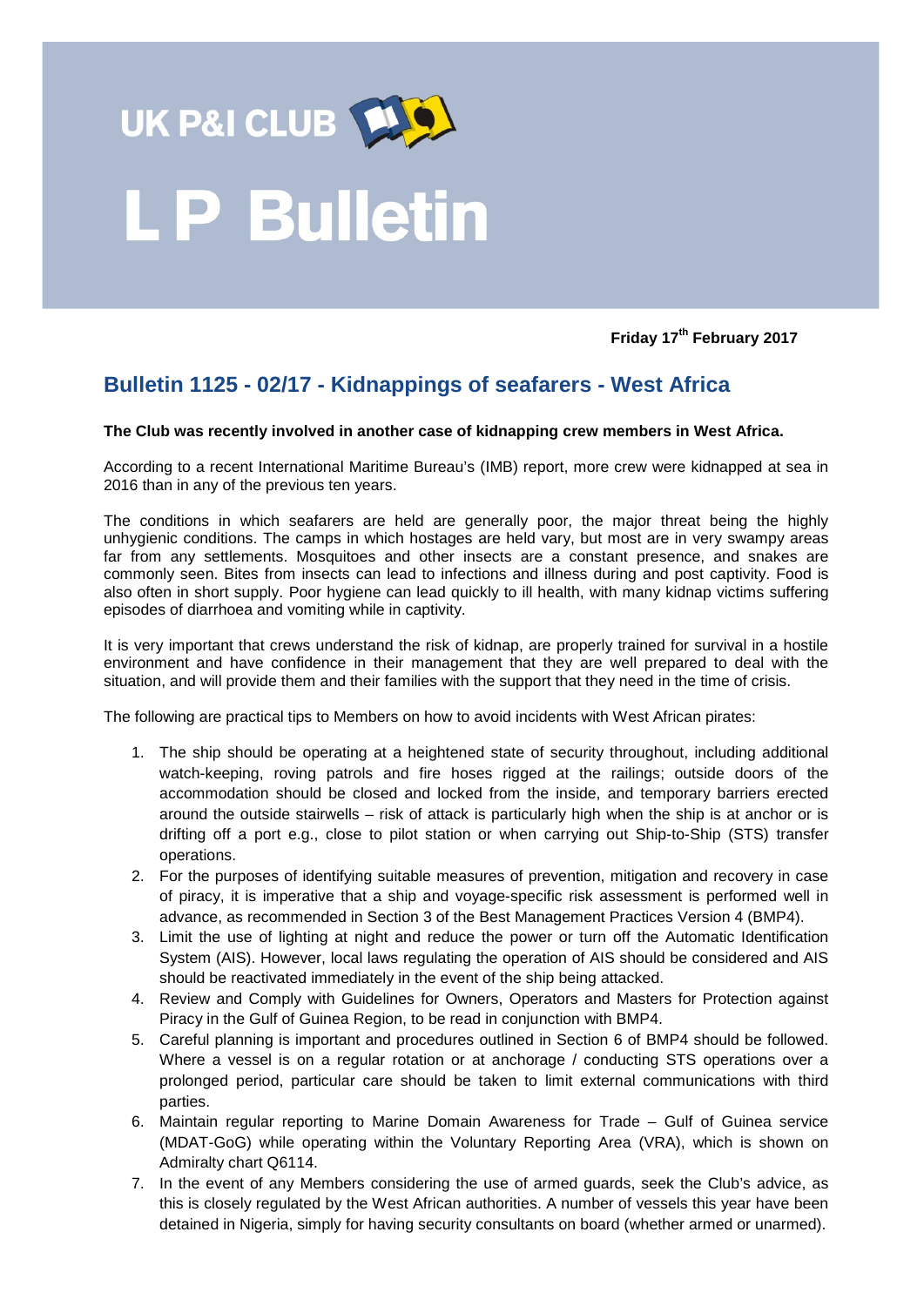# UK P&I CLUB

# L P Bulletin

**Friday 17th February 2017**

## Bulletin 1125 - 02/17 - Kidnappings of seafarers - West Africa

**The Club was recently involved in another case of kidnapping crew members in West Africa.**

According to a recent International Maritime Bureau's (IMB) report, more crew were kidnapped at sea in 2016 than in any of the previous ten years.

The conditions in which seafarers are held are generally poor, the major threat being the highly unhygienic conditions. The camps in which hostages are held vary, but most are in very swampy areas far from any settlements. Mosquitoes and other insects are a constant presence, and snakes are commonly seen. Bites from insects can lead to infections and illness during and post captivity. Food is also often in short supply. Poor hygiene can lead quickly to ill health, with many kidnap victims suffering episodes of diarrhoea and vomiting while in captivity.

It is very important that crews understand the risk of kidnap, are properly trained for survival in a hostile environment and have confidence in their management that they are well prepared to deal with the situation, and will provide them and their families with the support that they need in the time of crisis.

The following are practical tips to Members on how to avoid incidents with West African pirates:

1. The ship should be operating at a heightened state of security throughout, including additional watch-keeping, roving patrols and fire hoses rigged at the railings; outside doors of the accommodation should be closed and locked from the inside, and temporary barriers erected around the outside stairwells – risk of attack is particularly high when the ship is at anchor or is drifting off a port e.g., close to pilot station or when carrying out Ship-to-Ship (STS) transfer operations.
2. For the purposes of identifying suitable measures of prevention, mitigation and recovery in case of piracy, it is imperative that a ship and voyage-specific risk assessment is performed well in advance, as recommended in Section 3 of the Best Management Practices Version 4 (BMP4).
3. Limit the use of lighting at night and reduce the power or turn off the Automatic Identification System (AIS). However, local laws regulating the operation of AIS should be considered and AIS should be reactivated immediately in the event of the ship being attacked.
4. Review and Comply with Guidelines for Owners, Operators and Masters for Protection against Piracy in the Gulf of Guinea Region, to be read in conjunction with BMP4.
5. Careful planning is important and procedures outlined in Section 6 of BMP4 should be followed. Where a vessel is on a regular rotation or at anchorage / conducting STS operations over a prolonged period, particular care should be taken to limit external communications with third parties.
6. Maintain regular reporting to Marine Domain Awareness for Trade – Gulf of Guinea service (MDAT-GoG) while operating within the Voluntary Reporting Area (VRA), which is shown on Admiralty chart Q6114.
7. In the event of any Members considering the use of armed guards, seek the Club's advice, as this is closely regulated by the West African authorities. A number of vessels this year have been detained in Nigeria, simply for having security consultants on board (whether armed or unarmed).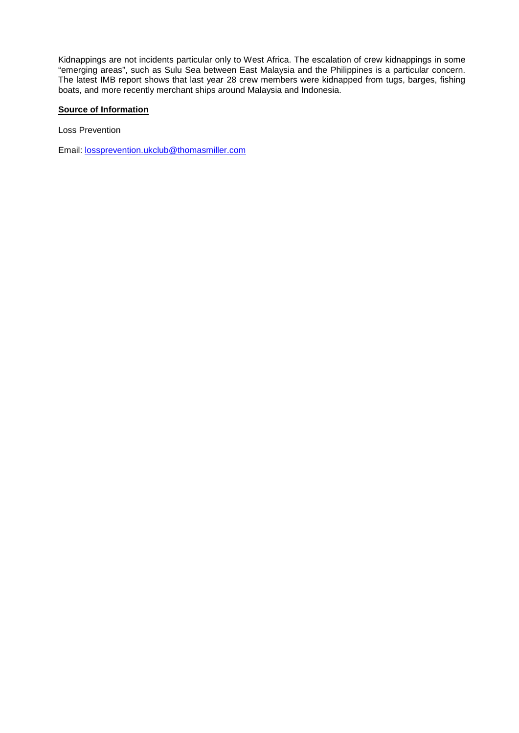Kidnappings are not incidents particular only to West Africa. The escalation of crew kidnappings in some "emerging areas", such as Sulu Sea between East Malaysia and the Philippines is a particular concern. The latest IMB report shows that last year 28 crew members were kidnapped from tugs, barges, fishing boats, and more recently merchant ships around Malaysia and Indonesia.

**Source of Information**

Loss Prevention

Email: [lossprevention.ukclub@thomasmiller.com](mailto:lossprevention.ukclub@thomasmiller.com)